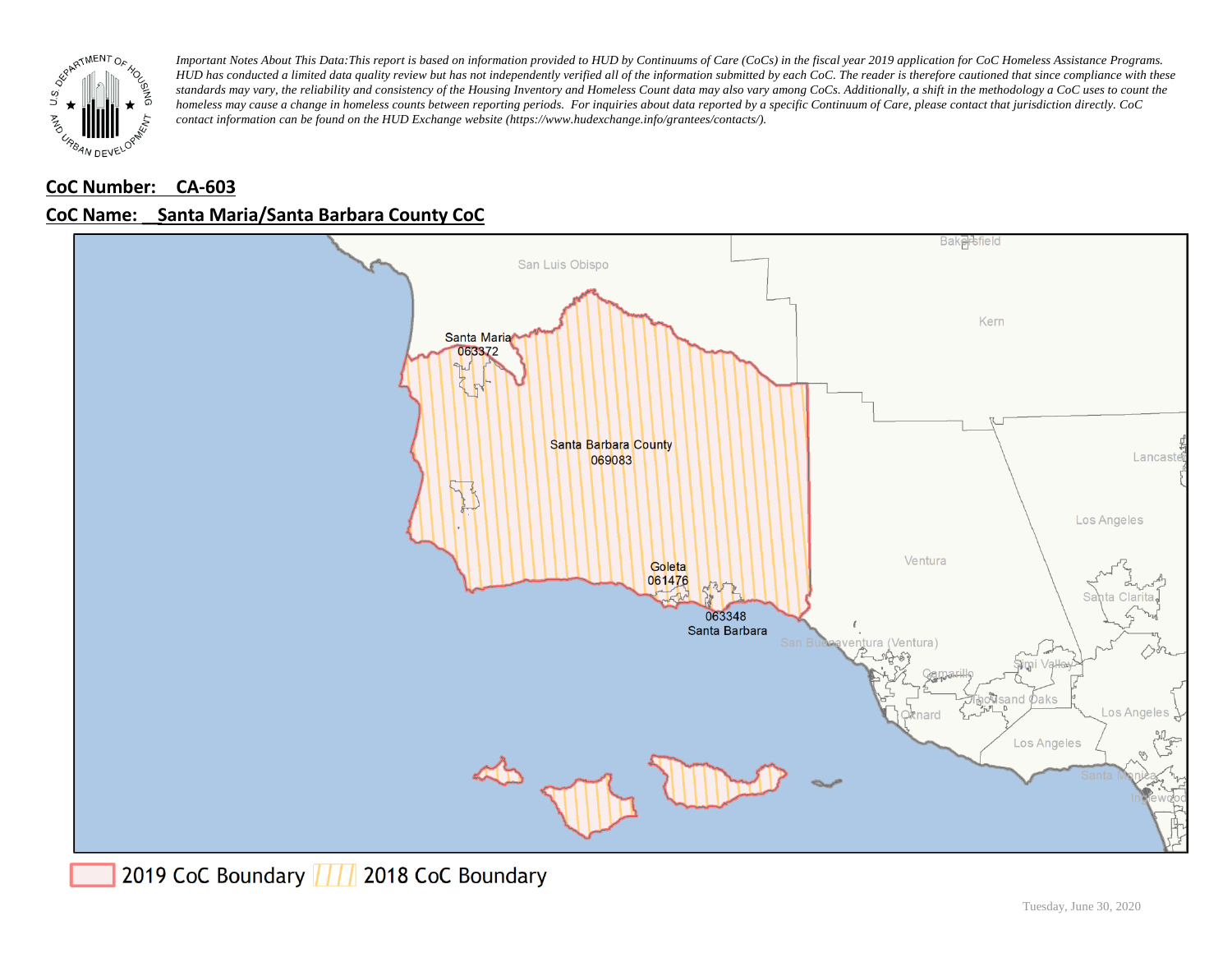*Important Notes About This Data:This report is based on information provided to HUD by Continuums of Care (CoCs) in the fiscal year 2019 application for CoC Homeless Assistance Programs. HUD has conducted a limited data quality review but has not independently verified all of the information submitted by each CoC. The reader is therefore cautioned that since compliance with these standards may vary, the reliability and consistency of the Housing Inventory and Homeless Count data may also vary among CoCs. Additionally, a shift in the methodology a CoC uses to count the homeless may cause a change in homeless counts between reporting periods. For inquiries about data reported by a specific Continuum of Care, please contact that jurisdiction directly. CoC contact information can be found on the HUD Exchange website (https://www.hudexchange.info/grantees/contacts/).*

**CoC Number: CA-603**

**CoC Name: Santa Maria/Santa Barbara County CoC**

2019 CoC Boundary | 2018 CoC Boundary

Tuesday, June 30, 2020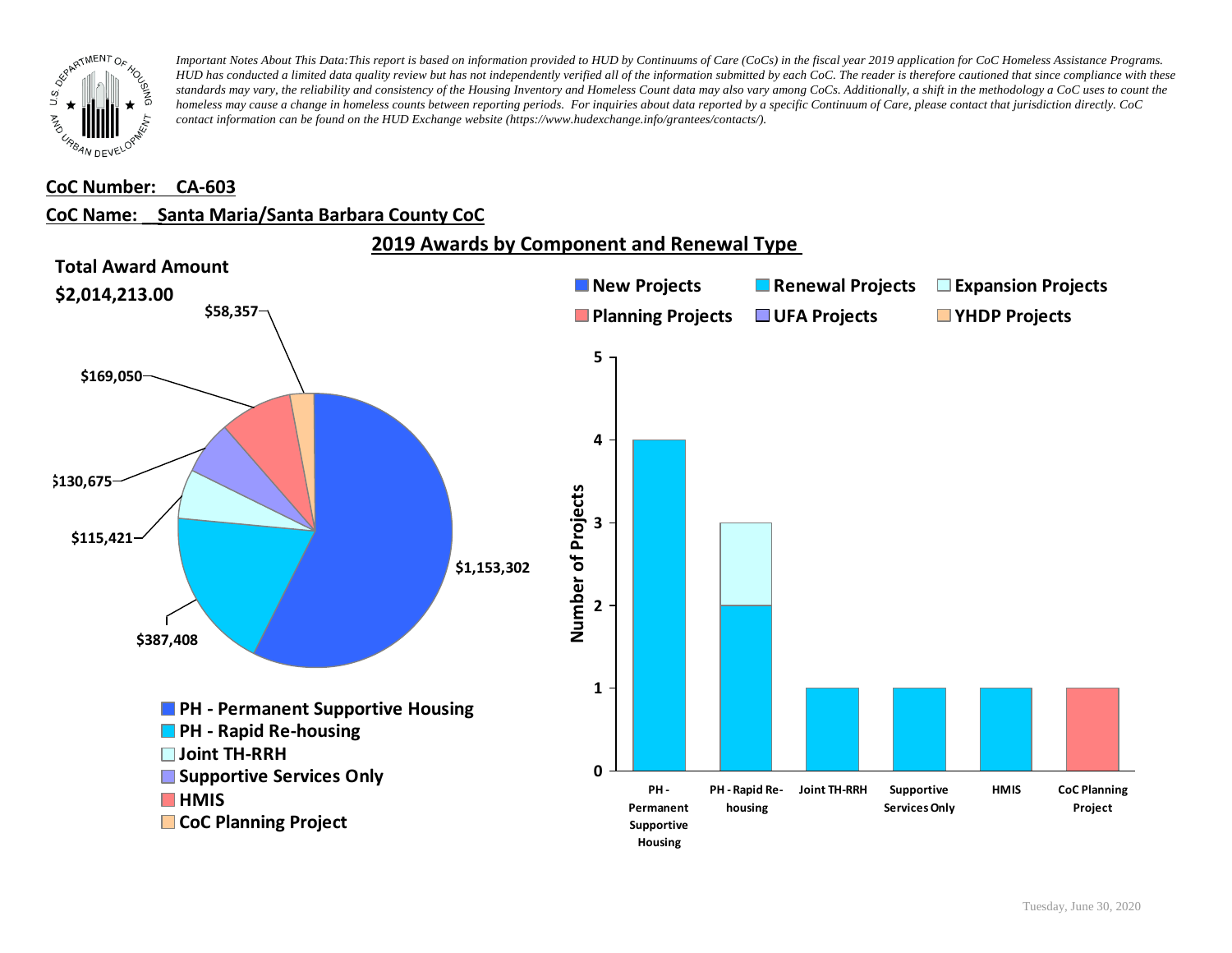*Important Notes About This Data: This report is based on information provided to HUD by Continuums of Care (CoCs) in the fiscal year 2019 application for CoC Homeless Assistance Programs. HUD has conducted a limited data quality review but has not independently verified all of the information submitted by each CoC. The reader is therefore cautioned that since compliance with these standards may vary, the reliability and consistency of the Housing Inventory and Homeless Count data may also vary among CoCs. Additionally, a shift in the methodology a CoC uses to count the homeless may cause a change in homeless counts between reporting periods. For inquiries about data reported by a specific Continuum of Care, please contact that jurisdiction directly. CoC contact information can be found on the HUD Exchange website (https://www.hudexchange.info/grantees/contacts/).*

**CoC Number: CA-603**

**CoC Name: Santa Maria/Santa Barbara County CoC**

## 2019 Awards by Component and Renewal Type

**Total Award Amount**

**$2,014,213.00**

| Component | Award Amount |
| --- | --- |
| PH - Permanent Supportive Housing | $1,153,302 |
| PH - Rapid Re-housing | $387,408 |
| Joint TH-RRH | $115,421 |
| Supportive Services Only | $130,675 |
| HMIS | $169,050 |
| CoC Planning Project | $58,357 |

| Component | New Projects | Renewal Projects | Expansion Projects | Planning Projects | UFA Projects | YHDP Projects |
| --- | --- | --- | --- | --- | --- | --- |
| PH - Permanent Supportive Housing | | 4 | | | | |
| PH - Rapid Re-housing | | 2 | 1 | | | |
| Joint TH-RRH | | 1 | | | | |
| Supportive Services Only | | 1 | | | | |
| HMIS | | 1 | | | | |
| CoC Planning Project | | | | 1 | | |

Tuesday, June 30, 2020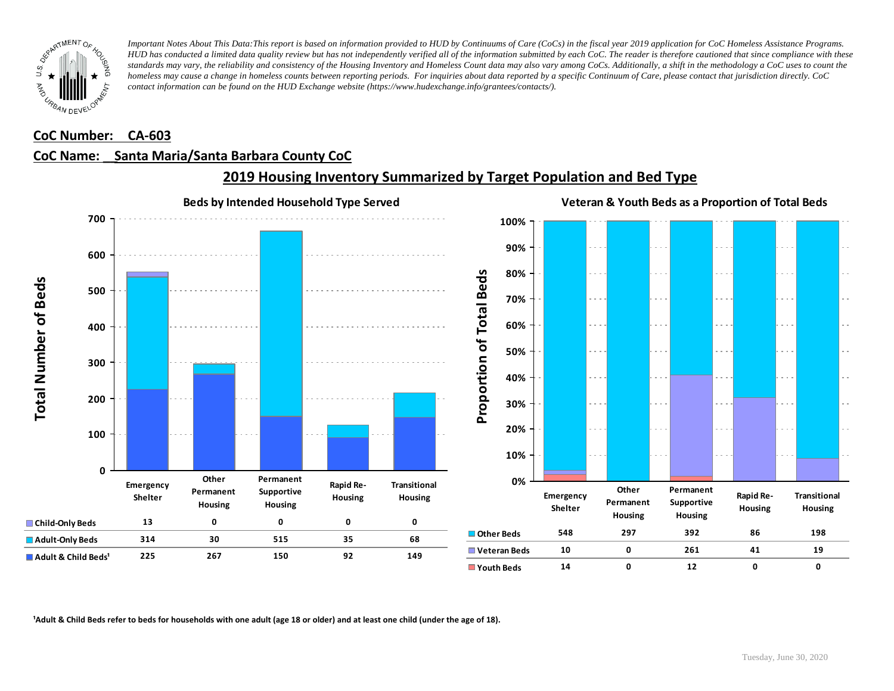*Important Notes About This Data: This report is based on information provided to HUD by Continuums of Care (CoCs) in the fiscal year 2019 application for CoC Homeless Assistance Programs. HUD has conducted a limited data quality review but has not independently verified all of the information submitted by each CoC. The reader is therefore cautioned that since compliance with these standards may vary, the reliability and consistency of the Housing Inventory and Homeless Count data may also vary among CoCs. Additionally, a shift in the methodology a CoC uses to count the homeless may cause a change in homeless counts between reporting periods. For inquiries about data reported by a specific Continuum of Care, please contact that jurisdiction directly. CoC contact information can be found on the HUD Exchange website (https://www.hudexchange.info/grantees/contacts/).*

**CoC Number: CA-603**

**CoC Name: Santa Maria/Santa Barbara County CoC**

## 2019 Housing Inventory Summarized by Target Population and Bed Type

### Beds by Intended Household Type Served

| | Emergency Shelter | Other Permanent Housing | Permanent Supportive Housing | Rapid Re-Housing | Transitional Housing |
|---|---|---|---|---|---|
| Child-Only Beds | 13 | 0 | 0 | 0 | 0 |
| Adult-Only Beds | 314 | 30 | 515 | 35 | 68 |
| Adult & Child Beds[1] | 225 | 267 | 150 | 92 | 149 |

### Veteran & Youth Beds as a Proportion of Total Beds

| | Emergency Shelter | Other Permanent Housing | Permanent Supportive Housing | Rapid Re-Housing | Transitional Housing |
|---|---|---|---|---|---|
| Other Beds | 548 | 297 | 392 | 86 | 198 |
| Veteran Beds | 10 | 0 | 261 | 41 | 19 |
| Youth Beds | 14 | 0 | 12 | 0 | 0 |

[1]Adult & Child Beds refer to beds for households with one adult (age 18 or older) and at least one child (under the age of 18).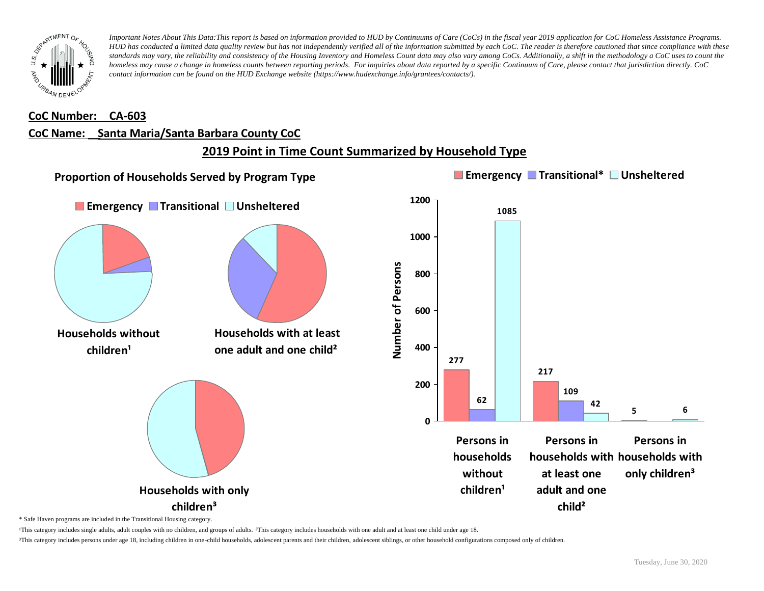*Important Notes About This Data: This report is based on information provided to HUD by Continuums of Care (CoCs) in the fiscal year 2019 application for CoC Homeless Assistance Programs. HUD has conducted a limited data quality review but has not independently verified all of the information submitted by each CoC. The reader is therefore cautioned that since compliance with these standards may vary, the reliability and consistency of the Housing Inventory and Homeless Count data may also vary among CoCs. Additionally, a shift in the methodology a CoC uses to count the homeless may cause a change in homeless counts between reporting periods. For inquiries about data reported by a specific Continuum of Care, please contact that jurisdiction directly. CoC contact information can be found on the HUD Exchange website (https://www.hudexchange.info/grantees/contacts/).*

**CoC Number: CA-603**

**CoC Name: Santa Maria/Santa Barbara County CoC**

## 2019 Point in Time Count Summarized by Household Type

### Proportion of Households Served by Program Type

Emergency | Transitional | Unsheltered

Households without children¹

Households with at least one adult and one child²

Households with only children³

| | Emergency | Transitional* | Unsheltered |
|---|---|---|---|
| Persons in households without children¹ | 277 | 62 | 1085 |
| Persons in households with at least one adult and one child² | 217 | 109 | 42 |
| Persons in households with only children³ | 5 | | 6 |

\* Safe Haven programs are included in the Transitional Housing category.

¹This category includes single adults, adult couples with no children, and groups of adults. ²This category includes households with one adult and at least one child under age 18.

³This category includes persons under age 18, including children in one-child households, adolescent parents and their children, adolescent siblings, or other household configurations composed only of children.

Tuesday, June 30, 2020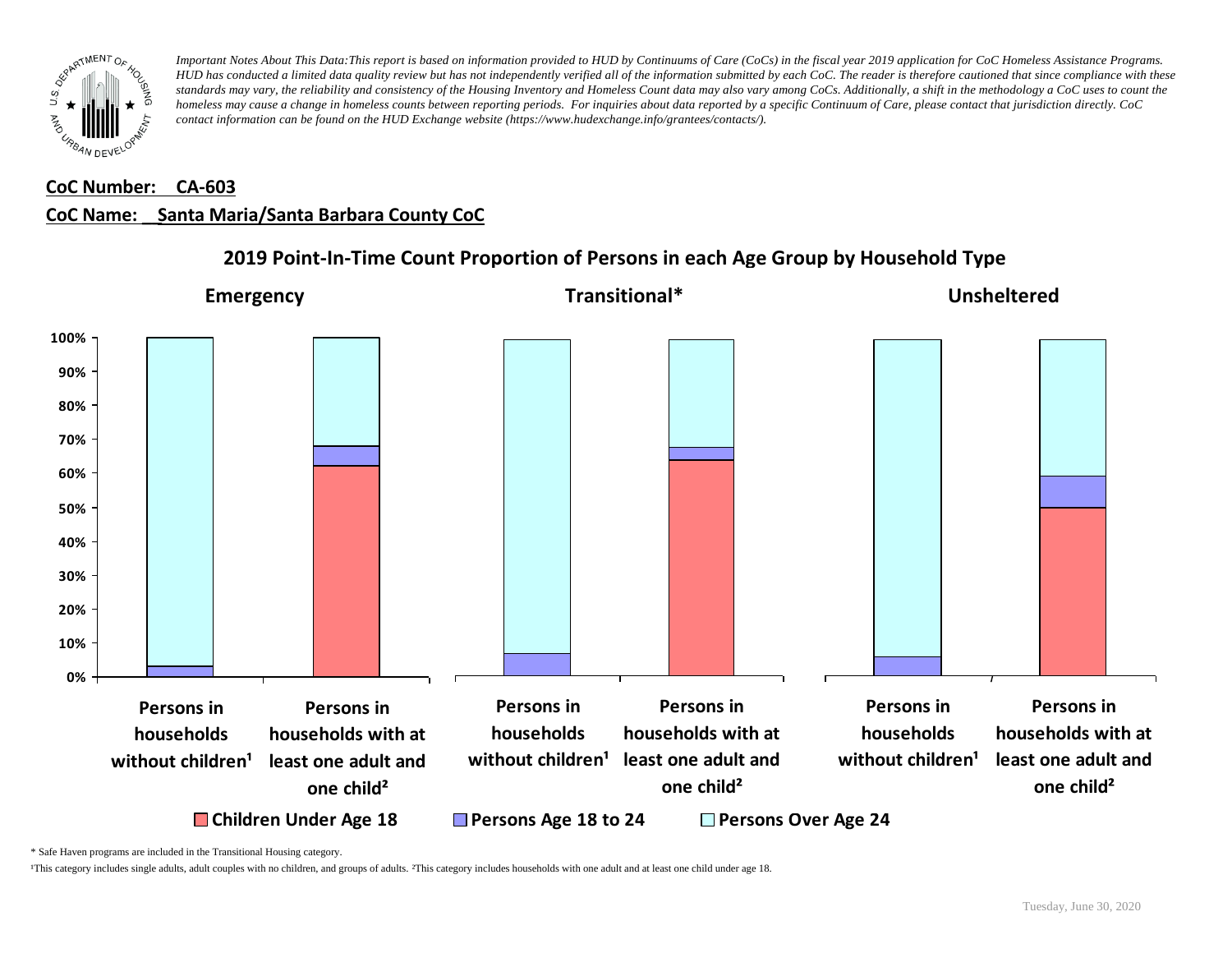*Important Notes About This Data:This report is based on information provided to HUD by Continuums of Care (CoCs) in the fiscal year 2019 application for CoC Homeless Assistance Programs. HUD has conducted a limited data quality review but has not independently verified all of the information submitted by each CoC. The reader is therefore cautioned that since compliance with these standards may vary, the reliability and consistency of the Housing Inventory and Homeless Count data may also vary among CoCs. Additionally, a shift in the methodology a CoC uses to count the homeless may cause a change in homeless counts between reporting periods. For inquiries about data reported by a specific Continuum of Care, please contact that jurisdiction directly. CoC contact information can be found on the HUD Exchange website (https://www.hudexchange.info/grantees/contacts/).*

**CoC Number: CA-603**

**CoC Name: Santa Maria/Santa Barbara County CoC**

## 2019 Point-In-Time Count Proportion of Persons in each Age Group by Household Type

**Emergency** | **Transitional*** | **Unsheltered**

Categories (for each): Persons in households without children¹ ; Persons in households with at least one adult and one child²

Legend: Children Under Age 18 ; Persons Age 18 to 24 ; Persons Over Age 24

\* Safe Haven programs are included in the Transitional Housing category.

¹This category includes single adults, adult couples with no children, and groups of adults. ²This category includes households with one adult and at least one child under age 18.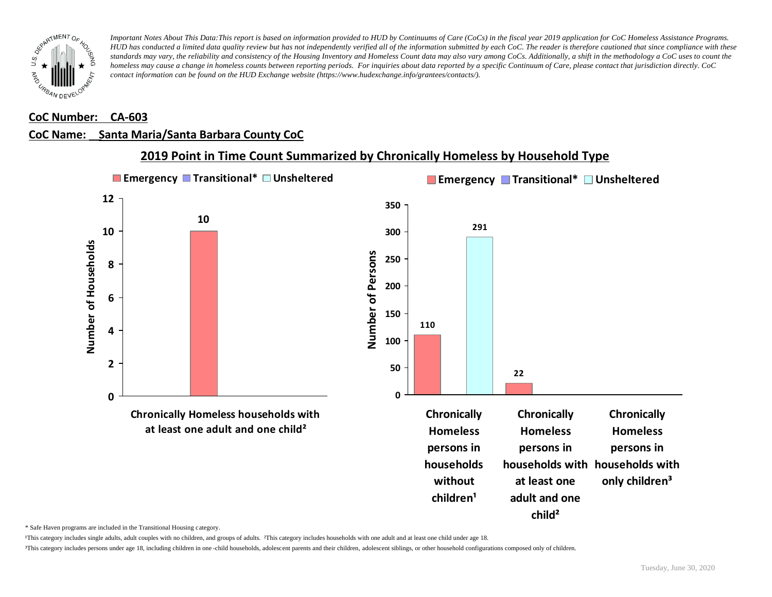*Important Notes About This Data:This report is based on information provided to HUD by Continuums of Care (CoCs) in the fiscal year 2019 application for CoC Homeless Assistance Programs. HUD has conducted a limited data quality review but has not independently verified all of the information submitted by each CoC. The reader is therefore cautioned that since compliance with these standards may vary, the reliability and consistency of the Housing Inventory and Homeless Count data may also vary among CoCs. Additionally, a shift in the methodology a CoC uses to count the homeless may cause a change in homeless counts between reporting periods. For inquiries about data reported by a specific Continuum of Care, please contact that jurisdiction directly. CoC contact information can be found on the HUD Exchange website (https://www.hudexchange.info/grantees/contacts/).*

**CoC Number: CA-603**

**CoC Name: Santa Maria/Santa Barbara County CoC**

## 2019 Point in Time Count Summarized by Chronically Homeless by Household Type

**Number of Households**

| | Emergency | Transitional* | Unsheltered |
|---|---|---|---|
| Chronically Homeless households with at least one adult and one child² | 10 | | |

**Number of Persons**

| | Emergency | Transitional* | Unsheltered |
|---|---|---|---|
| Chronically Homeless persons in households without children¹ | 110 | | 291 |
| Chronically Homeless persons in households with at least one adult and one child² | 22 | | |
| Chronically Homeless persons in households with only children³ | | | |

\* Safe Haven programs are included in the Transitional Housing category.

¹This category includes single adults, adult couples with no children, and groups of adults. ²This category includes households with one adult and at least one child under age 18.

³This category includes persons under age 18, including children in one-child households, adolescent parents and their children, adolescent siblings, or other household configurations composed only of children.

Tuesday, June 30, 2020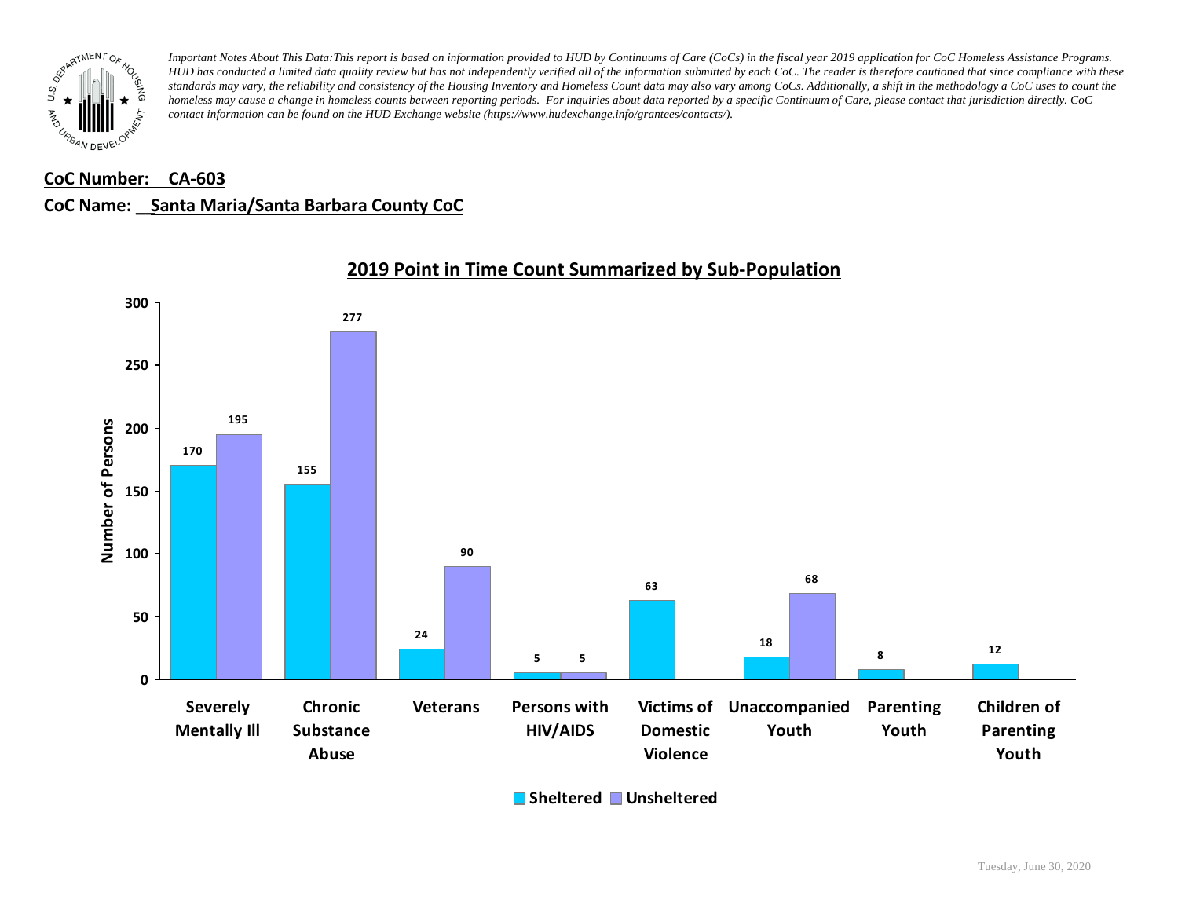*Important Notes About This Data:This report is based on information provided to HUD by Continuums of Care (CoCs) in the fiscal year 2019 application for CoC Homeless Assistance Programs. HUD has conducted a limited data quality review but has not independently verified all of the information submitted by each CoC. The reader is therefore cautioned that since compliance with these standards may vary, the reliability and consistency of the Housing Inventory and Homeless Count data may also vary among CoCs. Additionally, a shift in the methodology a CoC uses to count the homeless may cause a change in homeless counts between reporting periods. For inquiries about data reported by a specific Continuum of Care, please contact that jurisdiction directly. CoC contact information can be found on the HUD Exchange website (https://www.hudexchange.info/grantees/contacts/).*

**CoC Number: CA-603**

**CoC Name: Santa Maria/Santa Barbara County CoC**

## 2019 Point in Time Count Summarized by Sub-Population

Number of Persons

0
50
100
150
200
250
300

Severely Mentally Ill: 170, 195
Chronic Substance Abuse: 155, 277
Veterans: 24, 90
Persons with HIV/AIDS: 5, 5
Victims of Domestic Violence: 63
Unaccompanied Youth: 18, 68
Parenting Youth: 8
Children of Parenting Youth: 12

Sheltered
Unsheltered

Tuesday, June 30, 2020